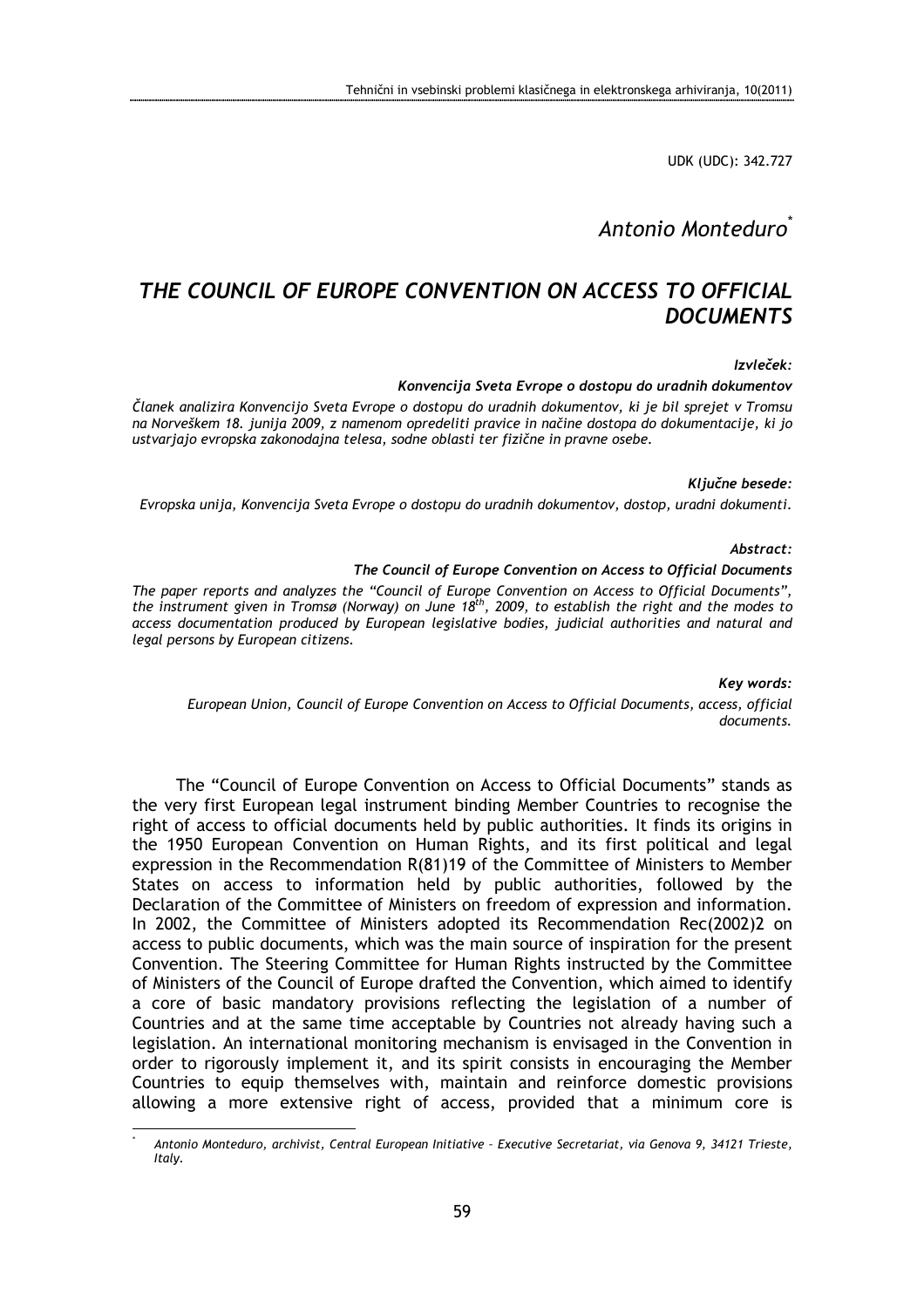UDK (UDC): 342.727

*Antonio Monteduro*[*]

# THE COUNCIL OF EUROPE CONVENTION ON ACCESS TO OFFICIAL DOCUMENTS

***Izvleček:***

***Konvencija Sveta Evrope o dostopu do uradnih dokumentov***

*Članek analizira Konvencijo Sveta Evrope o dostopu do uradnih dokumentov, ki je bil sprejet v Tromsu na Norveškem 18. junija 2009, z namenom opredeliti pravice in načine dostopa do dokumentacije, ki jo ustvarjajo evropska zakonodajna telesa, sodne oblasti ter fizične in pravne osebe.*

***Ključne besede:***

*Evropska unija, Konvencija Sveta Evrope o dostopu do uradnih dokumentov, dostop, uradni dokumenti.*

***Abstract:***

***The Council of Europe Convention on Access to Official Documents***

*The paper reports and analyzes the "Council of Europe Convention on Access to Official Documents", the instrument given in Tromsø (Norway) on June 18th, 2009, to establish the right and the modes to access documentation produced by European legislative bodies, judicial authorities and natural and legal persons by European citizens.*

***Key words:***

*European Union, Council of Europe Convention on Access to Official Documents, access, official documents.*

The "Council of Europe Convention on Access to Official Documents" stands as the very first European legal instrument binding Member Countries to recognise the right of access to official documents held by public authorities. It finds its origins in the 1950 European Convention on Human Rights, and its first political and legal expression in the Recommendation R(81)19 of the Committee of Ministers to Member States on access to information held by public authorities, followed by the Declaration of the Committee of Ministers on freedom of expression and information. In 2002, the Committee of Ministers adopted its Recommendation Rec(2002)2 on access to public documents, which was the main source of inspiration for the present Convention. The Steering Committee for Human Rights instructed by the Committee of Ministers of the Council of Europe drafted the Convention, which aimed to identify a core of basic mandatory provisions reflecting the legislation of a number of Countries and at the same time acceptable by Countries not already having such a legislation. An international monitoring mechanism is envisaged in the Convention in order to rigorously implement it, and its spirit consists in encouraging the Member Countries to equip themselves with, maintain and reinforce domestic provisions allowing a more extensive right of access, provided that a minimum core is

---

[*] *Antonio Monteduro, archivist, Central European Initiative – Executive Secretariat, via Genova 9, 34121 Trieste, Italy.*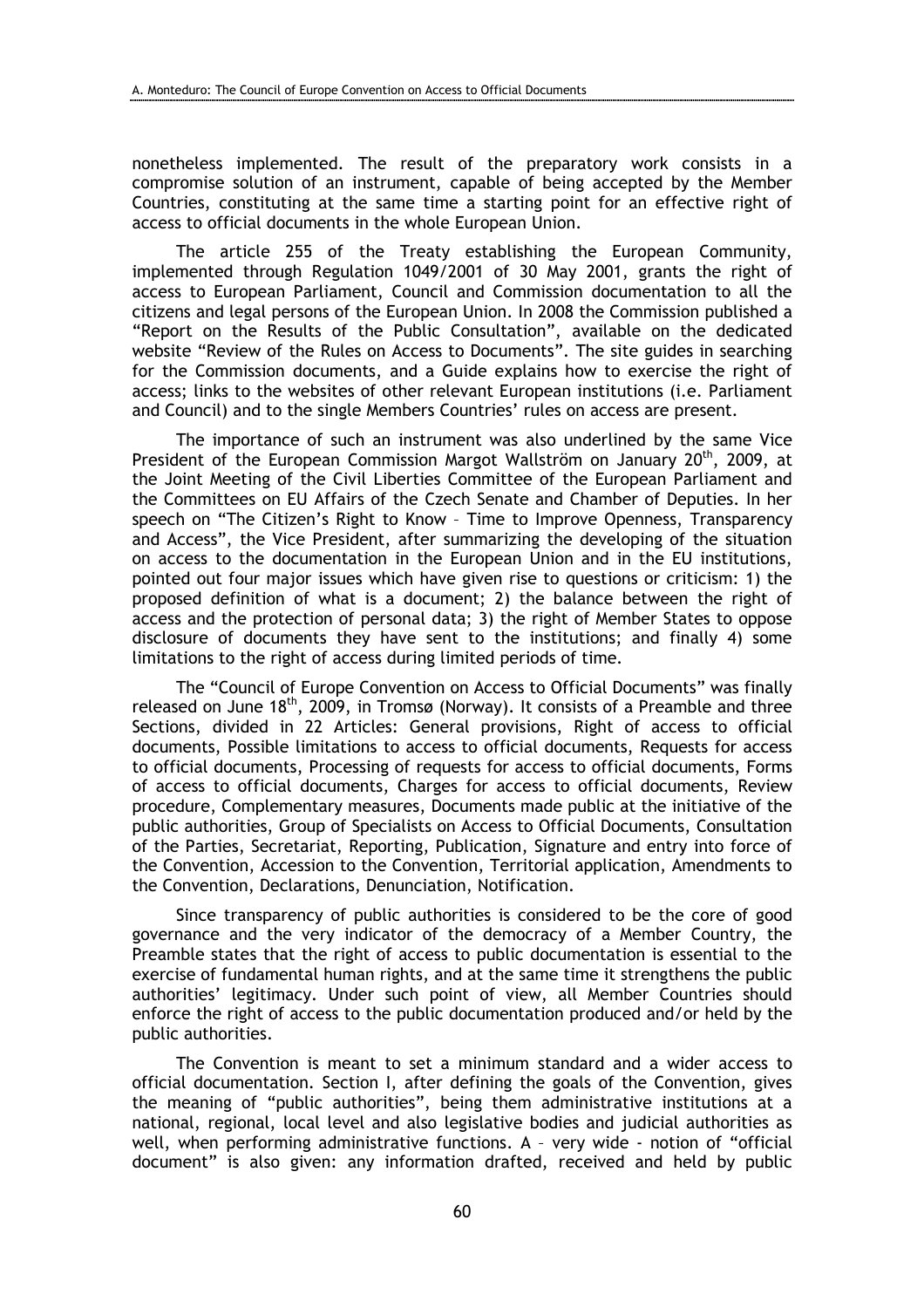nonetheless implemented. The result of the preparatory work consists in a compromise solution of an instrument, capable of being accepted by the Member Countries, constituting at the same time a starting point for an effective right of access to official documents in the whole European Union.

The article 255 of the Treaty establishing the European Community, implemented through Regulation 1049/2001 of 30 May 2001, grants the right of access to European Parliament, Council and Commission documentation to all the citizens and legal persons of the European Union. In 2008 the Commission published a "Report on the Results of the Public Consultation", available on the dedicated website "Review of the Rules on Access to Documents". The site guides in searching for the Commission documents, and a Guide explains how to exercise the right of access; links to the websites of other relevant European institutions (i.e. Parliament and Council) and to the single Members Countries' rules on access are present.

The importance of such an instrument was also underlined by the same Vice President of the European Commission Margot Wallström on January 20th, 2009, at the Joint Meeting of the Civil Liberties Committee of the European Parliament and the Committees on EU Affairs of the Czech Senate and Chamber of Deputies. In her speech on "The Citizen's Right to Know – Time to Improve Openness, Transparency and Access", the Vice President, after summarizing the developing of the situation on access to the documentation in the European Union and in the EU institutions, pointed out four major issues which have given rise to questions or criticism: 1) the proposed definition of what is a document; 2) the balance between the right of access and the protection of personal data; 3) the right of Member States to oppose disclosure of documents they have sent to the institutions; and finally 4) some limitations to the right of access during limited periods of time.

The "Council of Europe Convention on Access to Official Documents" was finally released on June 18th, 2009, in Tromsø (Norway). It consists of a Preamble and three Sections, divided in 22 Articles: General provisions, Right of access to official documents, Possible limitations to access to official documents, Requests for access to official documents, Processing of requests for access to official documents, Forms of access to official documents, Charges for access to official documents, Review procedure, Complementary measures, Documents made public at the initiative of the public authorities, Group of Specialists on Access to Official Documents, Consultation of the Parties, Secretariat, Reporting, Publication, Signature and entry into force of the Convention, Accession to the Convention, Territorial application, Amendments to the Convention, Declarations, Denunciation, Notification.

Since transparency of public authorities is considered to be the core of good governance and the very indicator of the democracy of a Member Country, the Preamble states that the right of access to public documentation is essential to the exercise of fundamental human rights, and at the same time it strengthens the public authorities' legitimacy. Under such point of view, all Member Countries should enforce the right of access to the public documentation produced and/or held by the public authorities.

The Convention is meant to set a minimum standard and a wider access to official documentation. Section I, after defining the goals of the Convention, gives the meaning of "public authorities", being them administrative institutions at a national, regional, local level and also legislative bodies and judicial authorities as well, when performing administrative functions. A – very wide - notion of "official document" is also given: any information drafted, received and held by public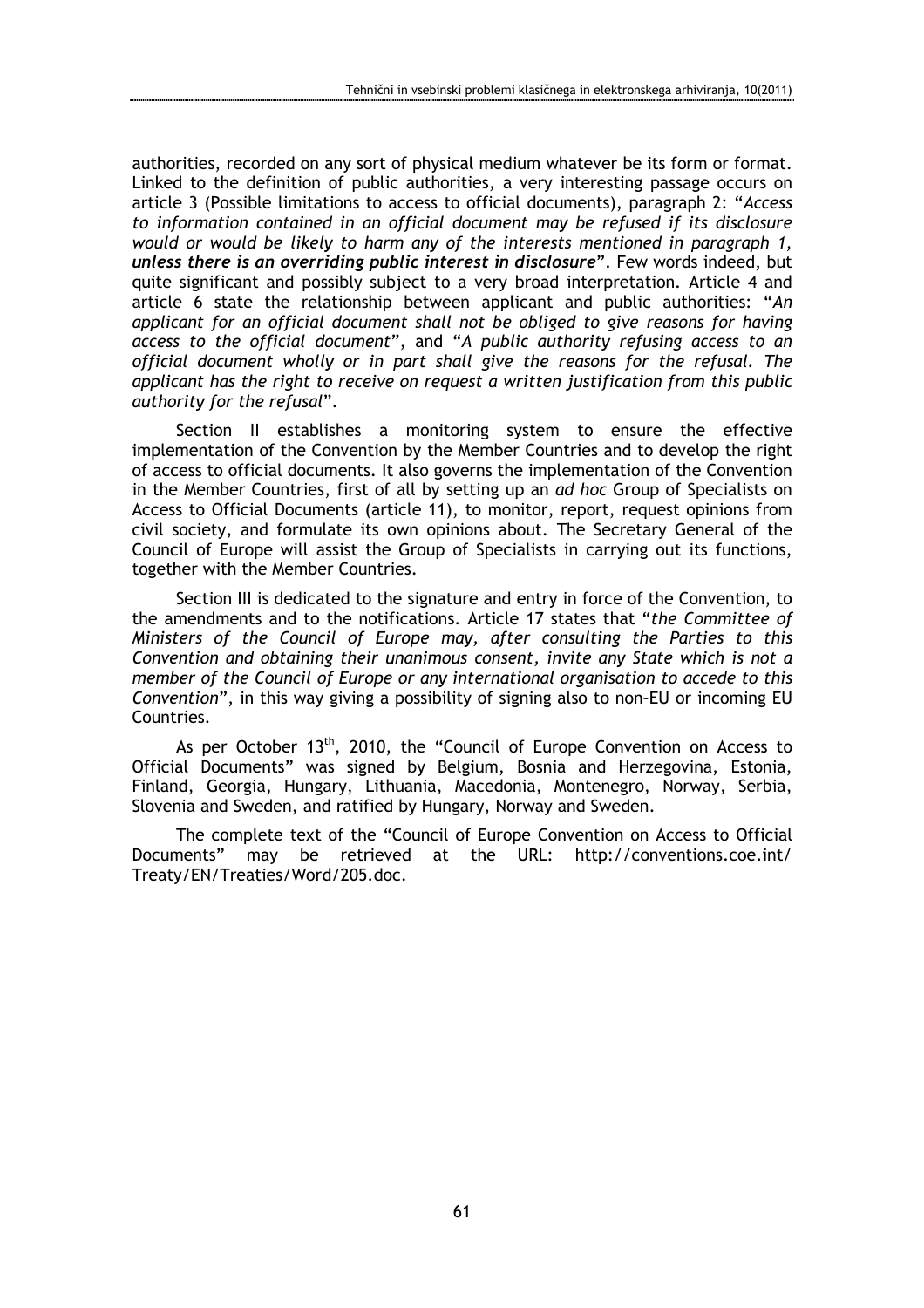authorities, recorded on any sort of physical medium whatever be its form or format. Linked to the definition of public authorities, a very interesting passage occurs on article 3 (Possible limitations to access to official documents), paragraph 2: "*Access to information contained in an official document may be refused if its disclosure would or would be likely to harm any of the interests mentioned in paragraph 1, **unless there is an overriding public interest in disclosure***". Few words indeed, but quite significant and possibly subject to a very broad interpretation. Article 4 and article 6 state the relationship between applicant and public authorities: "*An applicant for an official document shall not be obliged to give reasons for having access to the official document*", and "*A public authority refusing access to an official document wholly or in part shall give the reasons for the refusal. The applicant has the right to receive on request a written justification from this public authority for the refusal*".

Section II establishes a monitoring system to ensure the effective implementation of the Convention by the Member Countries and to develop the right of access to official documents. It also governs the implementation of the Convention in the Member Countries, first of all by setting up an *ad hoc* Group of Specialists on Access to Official Documents (article 11), to monitor, report, request opinions from civil society, and formulate its own opinions about. The Secretary General of the Council of Europe will assist the Group of Specialists in carrying out its functions, together with the Member Countries.

Section III is dedicated to the signature and entry in force of the Convention, to the amendments and to the notifications. Article 17 states that "*the Committee of Ministers of the Council of Europe may, after consulting the Parties to this Convention and obtaining their unanimous consent, invite any State which is not a member of the Council of Europe or any international organisation to accede to this Convention*", in this way giving a possibility of signing also to non–EU or incoming EU Countries.

As per October 13th, 2010, the "Council of Europe Convention on Access to Official Documents" was signed by Belgium, Bosnia and Herzegovina, Estonia, Finland, Georgia, Hungary, Lithuania, Macedonia, Montenegro, Norway, Serbia, Slovenia and Sweden, and ratified by Hungary, Norway and Sweden.

The complete text of the "Council of Europe Convention on Access to Official Documents" may be retrieved at the URL: http://conventions.coe.int/Treaty/EN/Treaties/Word/205.doc.